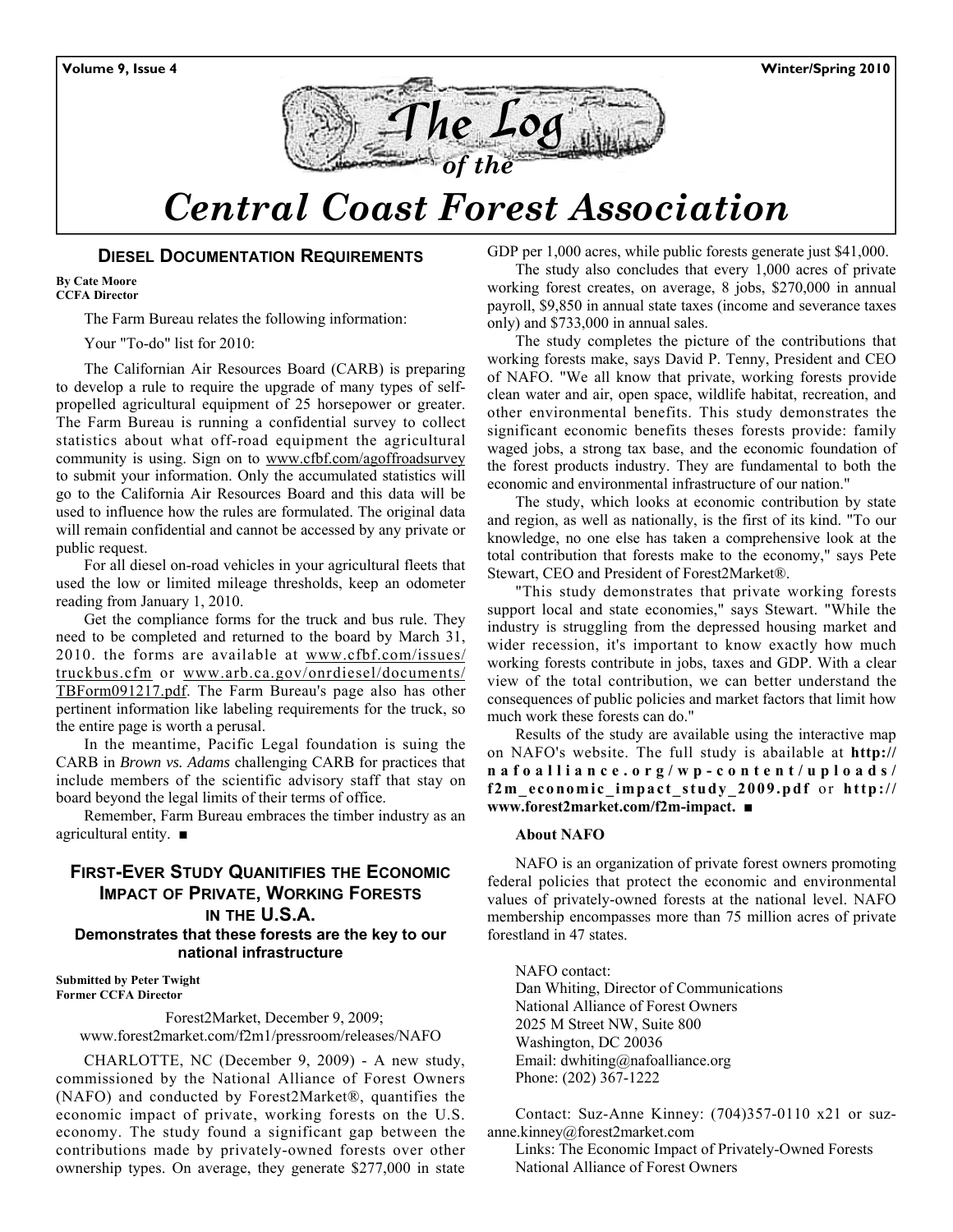# The Log of the Central Coast Forest Association

## DIESEL DOCUMENTATION REQUIREMENTS

**By Cate Moore**
**CCFA Director**

The Farm Bureau relates the following information:

Your "To-do" list for 2010:

The Californian Air Resources Board (CARB) is preparing to develop a rule to require the upgrade of many types of self-propelled agricultural equipment of 25 horsepower or greater. The Farm Bureau is running a confidential survey to collect statistics about what off-road equipment the agricultural community is using. Sign on to www.cfbf.com/agoffroadsurvey to submit your information. Only the accumulated statistics will go to the California Air Resources Board and this data will be used to influence how the rules are formulated. The original data will remain confidential and cannot be accessed by any private or public request.

For all diesel on-road vehicles in your agricultural fleets that used the low or limited mileage thresholds, keep an odometer reading from January 1, 2010.

Get the compliance forms for the truck and bus rule. They need to be completed and returned to the board by March 31, 2010. the forms are available at www.cfbf.com/issues/truckbus.cfm or www.arb.ca.gov/onrdiesel/documents/TBForm091217.pdf. The Farm Bureau's page also has other pertinent information like labeling requirements for the truck, so the entire page is worth a perusal.

In the meantime, Pacific Legal foundation is suing the CARB in *Brown vs. Adams* challenging CARB for practices that include members of the scientific advisory staff that stay on board beyond the legal limits of their terms of office.

Remember, Farm Bureau embraces the timber industry as an agricultural entity. ■

## FIRST-EVER STUDY QUANITIFIES THE ECONOMIC IMPACT OF PRIVATE, WORKING FORESTS IN THE U.S.A.

### Demonstrates that these forests are the key to our national infrastructure

**Submitted by Peter Twight**
**Former CCFA Director**

Forest2Market, December 9, 2009;
www.forest2market.com/f2m1/pressroom/releases/NAFO

CHARLOTTE, NC (December 9, 2009) - A new study, commissioned by the National Alliance of Forest Owners (NAFO) and conducted by Forest2Market®, quantifies the economic impact of private, working forests on the U.S. economy. The study found a significant gap between the contributions made by privately-owned forests over other ownership types. On average, they generate $277,000 in state GDP per 1,000 acres, while public forests generate just $41,000.

The study also concludes that every 1,000 acres of private working forest creates, on average, 8 jobs, $270,000 in annual payroll, $9,850 in annual state taxes (income and severance taxes only) and $733,000 in annual sales.

The study completes the picture of the contributions that working forests make, says David P. Tenny, President and CEO of NAFO. "We all know that private, working forests provide clean water and air, open space, wildlife habitat, recreation, and other environmental benefits. This study demonstrates the significant economic benefits theses forests provide: family waged jobs, a strong tax base, and the economic foundation of the forest products industry. They are fundamental to both the economic and environmental infrastructure of our nation."

The study, which looks at economic contribution by state and region, as well as nationally, is the first of its kind. "To our knowledge, no one else has taken a comprehensive look at the total contribution that forests make to the economy," says Pete Stewart, CEO and President of Forest2Market®.

"This study demonstrates that private working forests support local and state economies," says Stewart. "While the industry is struggling from the depressed housing market and wider recession, it's important to know exactly how much working forests contribute in jobs, taxes and GDP. With a clear view of the total contribution, we can better understand the consequences of public policies and market factors that limit how much work these forests can do."

Results of the study are available using the interactive map on NAFO's website. The full study is abailable at **http://nafoalliance.org/wp-content/uploads/f2m_economic_impact_study_2009.pdf** or **http://www.forest2market.com/f2m-impact.** ■

**About NAFO**

NAFO is an organization of private forest owners promoting federal policies that protect the economic and environmental values of privately-owned forests at the national level. NAFO membership encompasses more than 75 million acres of private forestland in 47 states.

NAFO contact:
Dan Whiting, Director of Communications
National Alliance of Forest Owners
2025 M Street NW, Suite 800
Washington, DC 20036
Email: dwhiting@nafoalliance.org
Phone: (202) 367-1222

Contact: Suz-Anne Kinney: (704)357-0110 x21 or suz-anne.kinney@forest2market.com
Links: The Economic Impact of Privately-Owned Forests
National Alliance of Forest Owners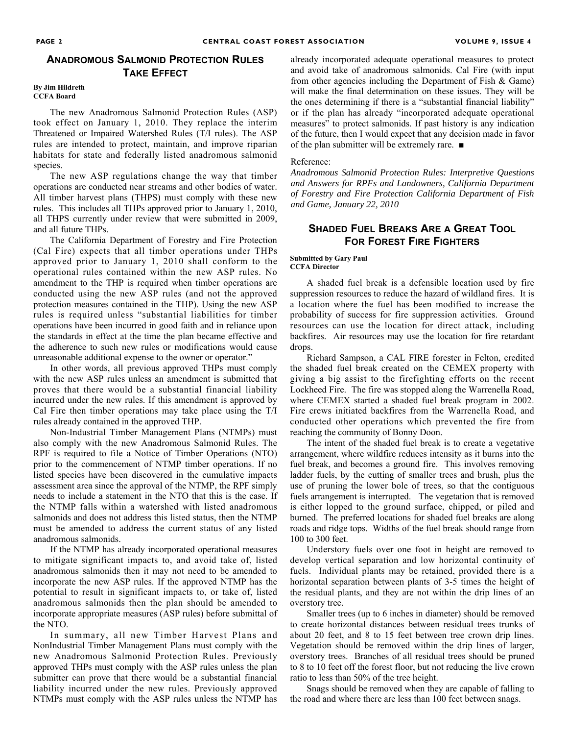## Anadromous Salmonid Protection Rules Take Effect

**By Jim Hildreth**
**CCFA Board**

The new Anadromous Salmonid Protection Rules (ASP) took effect on January 1, 2010. They replace the interim Threatened or Impaired Watershed Rules (T/I rules). The ASP rules are intended to protect, maintain, and improve riparian habitats for state and federally listed anadromous salmonid species.

The new ASP regulations change the way that timber operations are conducted near streams and other bodies of water. All timber harvest plans (THPS) must comply with these new rules. This includes all THPs approved prior to January 1, 2010, all THPS currently under review that were submitted in 2009, and all future THPs.

The California Department of Forestry and Fire Protection (Cal Fire) expects that all timber operations under THPs approved prior to January 1, 2010 shall conform to the operational rules contained within the new ASP rules. No amendment to the THP is required when timber operations are conducted using the new ASP rules (and not the approved protection measures contained in the THP). Using the new ASP rules is required unless "substantial liabilities for timber operations have been incurred in good faith and in reliance upon the standards in effect at the time the plan became effective and the adherence to such new rules or modifications would cause unreasonable additional expense to the owner or operator."

In other words, all previous approved THPs must comply with the new ASP rules unless an amendment is submitted that proves that there would be a substantial financial liability incurred under the new rules. If this amendment is approved by Cal Fire then timber operations may take place using the T/I rules already contained in the approved THP.

Non-Industrial Timber Management Plans (NTMPs) must also comply with the new Anadromous Salmonid Rules. The RPF is required to file a Notice of Timber Operations (NTO) prior to the commencement of NTMP timber operations. If no listed species have been discovered in the cumulative impacts assessment area since the approval of the NTMP, the RPF simply needs to include a statement in the NTO that this is the case. If the NTMP falls within a watershed with listed anadromous salmonids and does not address this listed status, then the NTMP must be amended to address the current status of any listed anadromous salmonids.

If the NTMP has already incorporated operational measures to mitigate significant impacts to, and avoid take of, listed anadromous salmonids then it may not need to be amended to incorporate the new ASP rules. If the approved NTMP has the potential to result in significant impacts to, or take of, listed anadromous salmonids then the plan should be amended to incorporate appropriate measures (ASP rules) before submittal of the NTO.

In summary, all new Timber Harvest Plans and NonIndustrial Timber Management Plans must comply with the new Anadromous Salmonid Protection Rules. Previously approved THPs must comply with the ASP rules unless the plan submitter can prove that there would be a substantial financial liability incurred under the new rules. Previously approved NTMPs must comply with the ASP rules unless the NTMP has already incorporated adequate operational measures to protect and avoid take of anadromous salmonids. Cal Fire (with input from other agencies including the Department of Fish & Game) will make the final determination on these issues. They will be the ones determining if there is a "substantial financial liability" or if the plan has already "incorporated adequate operational measures" to protect salmonids. If past history is any indication of the future, then I would expect that any decision made in favor of the plan submitter will be extremely rare. ■

Reference:
*Anadromous Salmonid Protection Rules: Interpretive Questions and Answers for RPFs and Landowners, California Department of Forestry and Fire Protection California Department of Fish and Game, January 22, 2010*

## Shaded Fuel Breaks Are a Great Tool for Forest Fire Fighters

**Submitted by Gary Paul**
**CCFA Director**

A shaded fuel break is a defensible location used by fire suppression resources to reduce the hazard of wildland fires. It is a location where the fuel has been modified to increase the probability of success for fire suppression activities. Ground resources can use the location for direct attack, including backfires. Air resources may use the location for fire retardant drops.

Richard Sampson, a CAL FIRE forester in Felton, credited the shaded fuel break created on the CEMEX property with giving a big assist to the firefighting efforts on the recent Lockheed Fire. The fire was stopped along the Warrenella Road, where CEMEX started a shaded fuel break program in 2002. Fire crews initiated backfires from the Warrenella Road, and conducted other operations which prevented the fire from reaching the community of Bonny Doon.

The intent of the shaded fuel break is to create a vegetative arrangement, where wildfire reduces intensity as it burns into the fuel break, and becomes a ground fire. This involves removing ladder fuels, by the cutting of smaller trees and brush, plus the use of pruning the lower bole of trees, so that the contiguous fuels arrangement is interrupted. The vegetation that is removed is either lopped to the ground surface, chipped, or piled and burned. The preferred locations for shaded fuel breaks are along roads and ridge tops. Widths of the fuel break should range from 100 to 300 feet.

Understory fuels over one foot in height are removed to develop vertical separation and low horizontal continuity of fuels. Individual plants may be retained, provided there is a horizontal separation between plants of 3-5 times the height of the residual plants, and they are not within the drip lines of an overstory tree.

Smaller trees (up to 6 inches in diameter) should be removed to create horizontal distances between residual trees trunks of about 20 feet, and 8 to 15 feet between tree crown drip lines. Vegetation should be removed within the drip lines of larger, overstory trees. Branches of all residual trees should be pruned to 8 to 10 feet off the forest floor, but not reducing the live crown ratio to less than 50% of the tree height.

Snags should be removed when they are capable of falling to the road and where there are less than 100 feet between snags.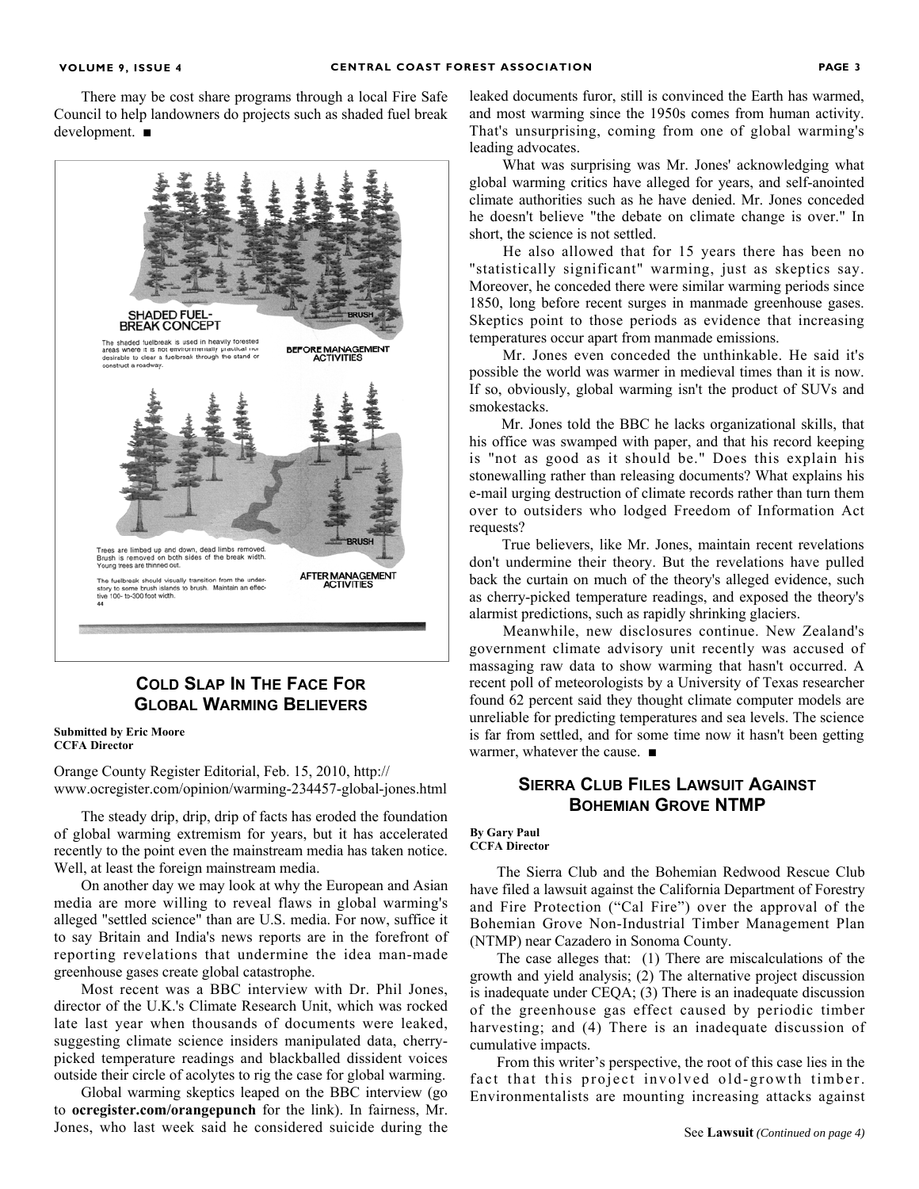There may be cost share programs through a local Fire Safe Council to help landowners do projects such as shaded fuel break development. ■

SHADED FUEL-BREAK CONCEPT

The shaded fuelbreak is used in heavily forested areas where it is not environmentally practical nor desirable to clear a fuelbreak through the stand or construct a roadway.

BEFORE MANAGEMENT ACTIVITIES

Trees are limbed up and down, dead limbs removed. Brush is removed on both sides of the break width. Young trees are thinned out.

The fuelbreak should visually transition from the understory to some brush islands to brush. Maintain an effective 100- to-300 foot width.

AFTER MANAGEMENT ACTIVITIES

## Cold Slap In The Face For Global Warming Believers

**Submitted by Eric Moore**
**CCFA Director**

Orange County Register Editorial, Feb. 15, 2010, http://www.ocregister.com/opinion/warming-234457-global-jones.html

The steady drip, drip, drip of facts has eroded the foundation of global warming extremism for years, but it has accelerated recently to the point even the mainstream media has taken notice. Well, at least the foreign mainstream media.

On another day we may look at why the European and Asian media are more willing to reveal flaws in global warming's alleged "settled science" than are U.S. media. For now, suffice it to say Britain and India's news reports are in the forefront of reporting revelations that undermine the idea man-made greenhouse gases create global catastrophe.

Most recent was a BBC interview with Dr. Phil Jones, director of the U.K.'s Climate Research Unit, which was rocked late last year when thousands of documents were leaked, suggesting climate science insiders manipulated data, cherry-picked temperature readings and blackballed dissident voices outside their circle of acolytes to rig the case for global warming.

Global warming skeptics leaped on the BBC interview (go to **ocregister.com/orangepunch** for the link). In fairness, Mr. Jones, who last week said he considered suicide during the leaked documents furor, still is convinced the Earth has warmed, and most warming since the 1950s comes from human activity. That's unsurprising, coming from one of global warming's leading advocates.

What was surprising was Mr. Jones' acknowledging what global warming critics have alleged for years, and self-anointed climate authorities such as he have denied. Mr. Jones conceded he doesn't believe "the debate on climate change is over." In short, the science is not settled.

He also allowed that for 15 years there has been no "statistically significant" warming, just as skeptics say. Moreover, he conceded there were similar warming periods since 1850, long before recent surges in manmade greenhouse gases. Skeptics point to those periods as evidence that increasing temperatures occur apart from manmade emissions.

Mr. Jones even conceded the unthinkable. He said it's possible the world was warmer in medieval times than it is now. If so, obviously, global warming isn't the product of SUVs and smokestacks.

Mr. Jones told the BBC he lacks organizational skills, that his office was swamped with paper, and that his record keeping is "not as good as it should be." Does this explain his stonewalling rather than releasing documents? What explains his e-mail urging destruction of climate records rather than turn them over to outsiders who lodged Freedom of Information Act requests?

True believers, like Mr. Jones, maintain recent revelations don't undermine their theory. But the revelations have pulled back the curtain on much of the theory's alleged evidence, such as cherry-picked temperature readings, and exposed the theory's alarmist predictions, such as rapidly shrinking glaciers.

Meanwhile, new disclosures continue. New Zealand's government climate advisory unit recently was accused of massaging raw data to show warming that hasn't occurred. A recent poll of meteorologists by a University of Texas researcher found 62 percent said they thought climate computer models are unreliable for predicting temperatures and sea levels. The science is far from settled, and for some time now it hasn't been getting warmer, whatever the cause. ■

## Sierra Club Files Lawsuit Against Bohemian Grove NTMP

**By Gary Paul**
**CCFA Director**

The Sierra Club and the Bohemian Redwood Rescue Club have filed a lawsuit against the California Department of Forestry and Fire Protection ("Cal Fire") over the approval of the Bohemian Grove Non-Industrial Timber Management Plan (NTMP) near Cazadero in Sonoma County.

The case alleges that: (1) There are miscalculations of the growth and yield analysis; (2) The alternative project discussion is inadequate under CEQA; (3) There is an inadequate discussion of the greenhouse gas effect caused by periodic timber harvesting; and (4) There is an inadequate discussion of cumulative impacts.

From this writer's perspective, the root of this case lies in the fact that this project involved old-growth timber. Environmentalists are mounting increasing attacks against

See **Lawsuit** *(Continued on page 4)*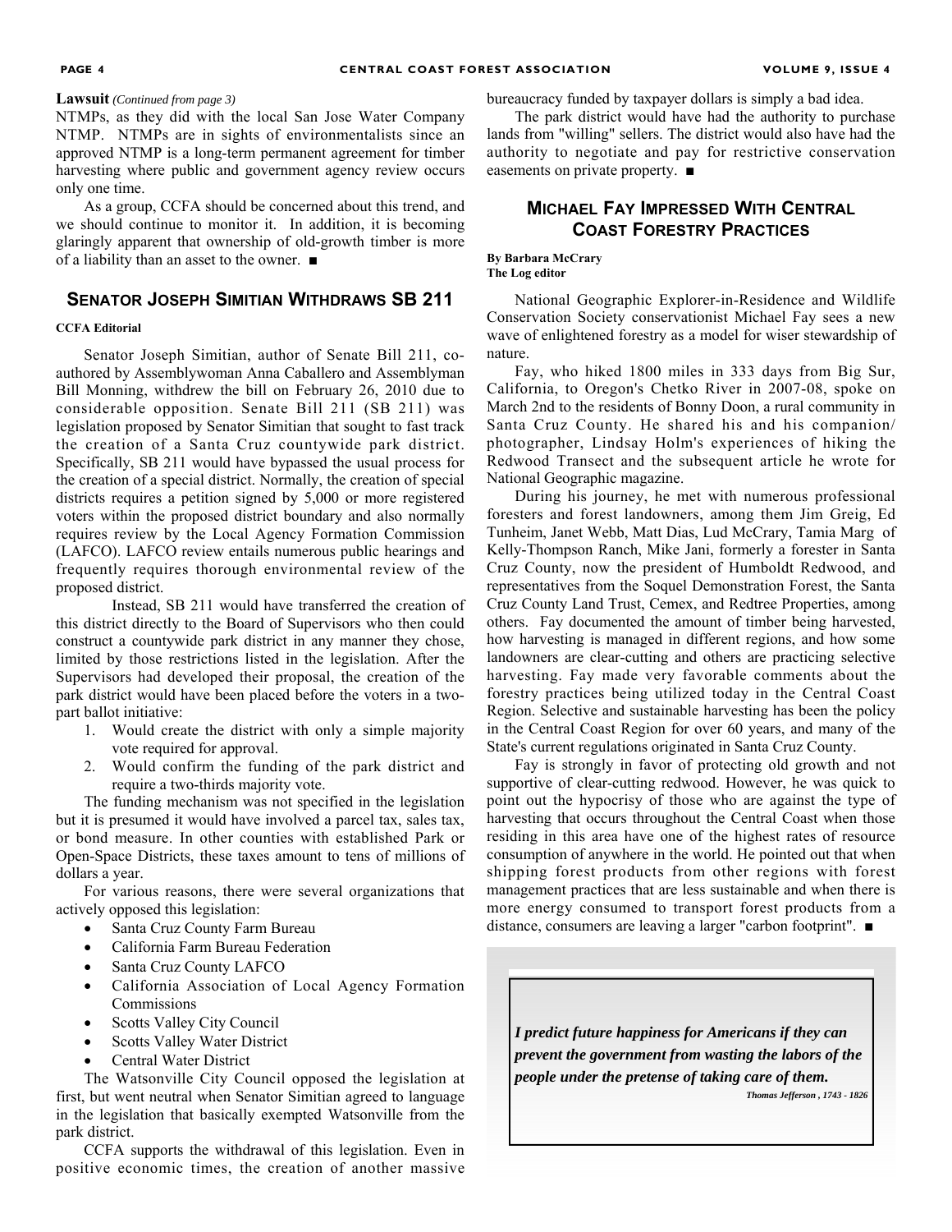**Lawsuit** *(Continued from page 3)*

NTMPs, as they did with the local San Jose Water Company NTMP. NTMPs are in sights of environmentalists since an approved NTMP is a long-term permanent agreement for timber harvesting where public and government agency review occurs only one time.

As a group, CCFA should be concerned about this trend, and we should continue to monitor it. In addition, it is becoming glaringly apparent that ownership of old-growth timber is more of a liability than an asset to the owner. ■

## Senator Joseph Simitian Withdraws SB 211

**CCFA Editorial**

Senator Joseph Simitian, author of Senate Bill 211, co-authored by Assemblywoman Anna Caballero and Assemblyman Bill Monning, withdrew the bill on February 26, 2010 due to considerable opposition. Senate Bill 211 (SB 211) was legislation proposed by Senator Simitian that sought to fast track the creation of a Santa Cruz countywide park district. Specifically, SB 211 would have bypassed the usual process for the creation of a special district. Normally, the creation of special districts requires a petition signed by 5,000 or more registered voters within the proposed district boundary and also normally requires review by the Local Agency Formation Commission (LAFCO). LAFCO review entails numerous public hearings and frequently requires thorough environmental review of the proposed district.

Instead, SB 211 would have transferred the creation of this district directly to the Board of Supervisors who then could construct a countywide park district in any manner they chose, limited by those restrictions listed in the legislation. After the Supervisors had developed their proposal, the creation of the park district would have been placed before the voters in a two-part ballot initiative:

1. Would create the district with only a simple majority vote required for approval.
2. Would confirm the funding of the park district and require a two-thirds majority vote.

The funding mechanism was not specified in the legislation but it is presumed it would have involved a parcel tax, sales tax, or bond measure. In other counties with established Park or Open-Space Districts, these taxes amount to tens of millions of dollars a year.

For various reasons, there were several organizations that actively opposed this legislation:

- Santa Cruz County Farm Bureau
- California Farm Bureau Federation
- Santa Cruz County LAFCO
- California Association of Local Agency Formation Commissions
- Scotts Valley City Council
- Scotts Valley Water District
- Central Water District

The Watsonville City Council opposed the legislation at first, but went neutral when Senator Simitian agreed to language in the legislation that basically exempted Watsonville from the park district.

CCFA supports the withdrawal of this legislation. Even in positive economic times, the creation of another massive bureaucracy funded by taxpayer dollars is simply a bad idea.

The park district would have had the authority to purchase lands from "willing" sellers. The district would also have had the authority to negotiate and pay for restrictive conservation easements on private property. ■

## Michael Fay Impressed With Central Coast Forestry Practices

**By Barbara McCrary**
**The Log editor**

National Geographic Explorer-in-Residence and Wildlife Conservation Society conservationist Michael Fay sees a new wave of enlightened forestry as a model for wiser stewardship of nature.

Fay, who hiked 1800 miles in 333 days from Big Sur, California, to Oregon's Chetko River in 2007-08, spoke on March 2nd to the residents of Bonny Doon, a rural community in Santa Cruz County. He shared his and his companion/ photographer, Lindsay Holm's experiences of hiking the Redwood Transect and the subsequent article he wrote for National Geographic magazine.

During his journey, he met with numerous professional foresters and forest landowners, among them Jim Greig, Ed Tunheim, Janet Webb, Matt Dias, Lud McCrary, Tamia Marg of Kelly-Thompson Ranch, Mike Jani, formerly a forester in Santa Cruz County, now the president of Humboldt Redwood, and representatives from the Soquel Demonstration Forest, the Santa Cruz County Land Trust, Cemex, and Redtree Properties, among others. Fay documented the amount of timber being harvested, how harvesting is managed in different regions, and how some landowners are clear-cutting and others are practicing selective harvesting. Fay made very favorable comments about the forestry practices being utilized today in the Central Coast Region. Selective and sustainable harvesting has been the policy in the Central Coast Region for over 60 years, and many of the State's current regulations originated in Santa Cruz County.

Fay is strongly in favor of protecting old growth and not supportive of clear-cutting redwood. However, he was quick to point out the hypocrisy of those who are against the type of harvesting that occurs throughout the Central Coast when those residing in this area have one of the highest rates of resource consumption of anywhere in the world. He pointed out that when shipping forest products from other regions with forest management practices that are less sustainable and when there is more energy consumed to transport forest products from a distance, consumers are leaving a larger "carbon footprint". ■

> ***I predict future happiness for Americans if they can prevent the government from wasting the labors of the people under the pretense of taking care of them.***
>
> ***Thomas Jefferson , 1743 - 1826***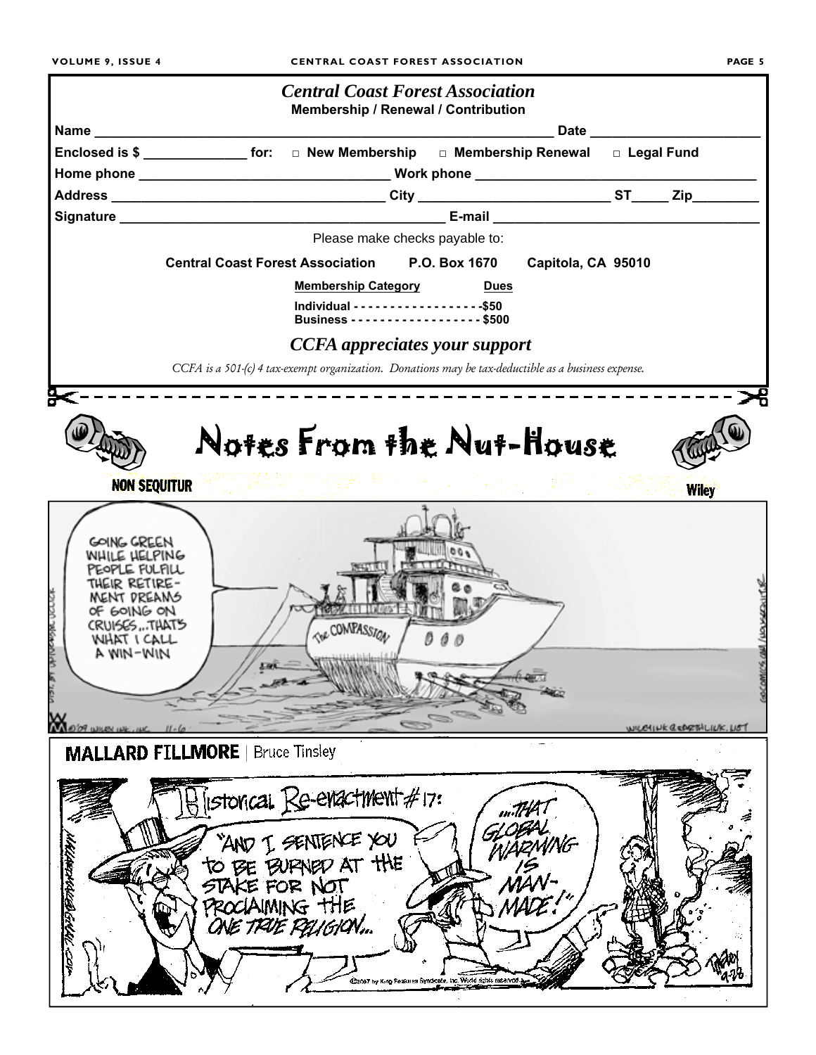# *Central Coast Forest Association*

**Membership / Renewal / Contribution**

**Name** ______________________________________________________ **Date** ____________________

**Enclosed is $** _____________ **for:** □ **New Membership** □ **Membership Renewal** □ **Legal Fund**

**Home phone** ______________________________ **Work phone** ________________________________

**Address** ________________________________ **City** _______________________ **ST**_____ **Zip**_________

**Signature** ____________________________________________ **E-mail** ______________________________

Please make checks payable to:

**Central Coast Forest Association P.O. Box 1670 Capitola, CA 95010**

| Membership Category | Dues |
|---|---|
| Individual | $50 |
| Business | $500 |

***CCFA appreciates your support***

*CCFA is a 501-(c) 4 tax-exempt organization. Donations may be tax-deductible as a business expense.*

# Notes From the Nut-House

NON SEQUITUR — Wiley

GOING GREEN WHILE HELPING PEOPLE FULFILL THEIR RETIREMENT DREAMS OF GOING ON CRUISES...THAT'S WHAT I CALL A WIN-WIN

MALLARD FILLMORE | Bruce Tinsley

Historical Re-enactment #17: "AND I SENTENCE YOU TO BE BURNED AT THE STAKE FOR NOT PROCLAIMING THE ONE TRUE RELIGION... ...THAT GLOBAL WARMING IS MAN-MADE!"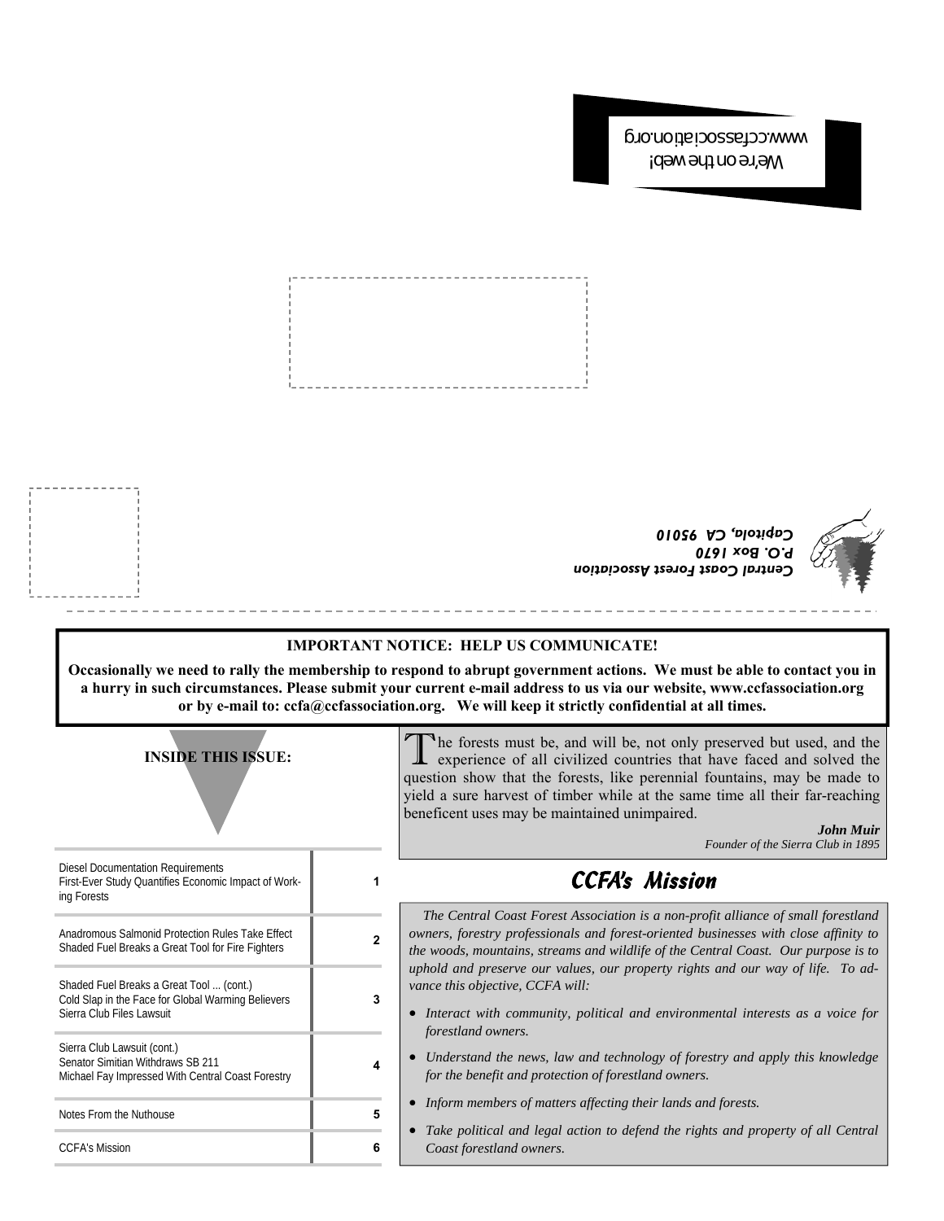We're on the web!
www.ccfassociation.org

Central Coast Forest Association
P.O. Box 1670
Capitola, CA 95010

**IMPORTANT NOTICE: HELP US COMMUNICATE!**

**Occasionally we need to rally the membership to respond to abrupt government actions. We must be able to contact you in a hurry in such circumstances. Please submit your current e-mail address to us via our website, www.ccfassociation.org or by e-mail to: ccfa@ccfassociation.org. We will keep it strictly confidential at all times.**

**INSIDE THIS ISSUE:**

| | |
|---|---|
| Diesel Documentation Requirements<br>First-Ever Study Quantifies Economic Impact of Working Forests | 1 |
| Anadromous Salmonid Protection Rules Take Effect<br>Shaded Fuel Breaks a Great Tool for Fire Fighters | 2 |
| Shaded Fuel Breaks a Great Tool ... (cont.)<br>Cold Slap in the Face for Global Warming Believers<br>Sierra Club Files Lawsuit | 3 |
| Sierra Club Lawsuit (cont.)<br>Senator Simitian Withdraws SB 211<br>Michael Fay Impressed With Central Coast Forestry | 4 |
| Notes From the Nuthouse | 5 |
| CCFA's Mission | 6 |

The forests must be, and will be, not only preserved but used, and the experience of all civilized countries that have faced and solved the question show that the forests, like perennial fountains, may be made to yield a sure harvest of timber while at the same time all their far-reaching beneficent uses may be maintained unimpaired.

***John Muir***
*Founder of the Sierra Club in 1895*

## CCFA's Mission

*The Central Coast Forest Association is a non-profit alliance of small forestland owners, forestry professionals and forest-oriented businesses with close affinity to the woods, mountains, streams and wildlife of the Central Coast. Our purpose is to uphold and preserve our values, our property rights and our way of life. To advance this objective, CCFA will:*

- *Interact with community, political and environmental interests as a voice for forestland owners.*
- *Understand the news, law and technology of forestry and apply this knowledge for the benefit and protection of forestland owners.*
- *Inform members of matters affecting their lands and forests.*
- *Take political and legal action to defend the rights and property of all Central Coast forestland owners.*